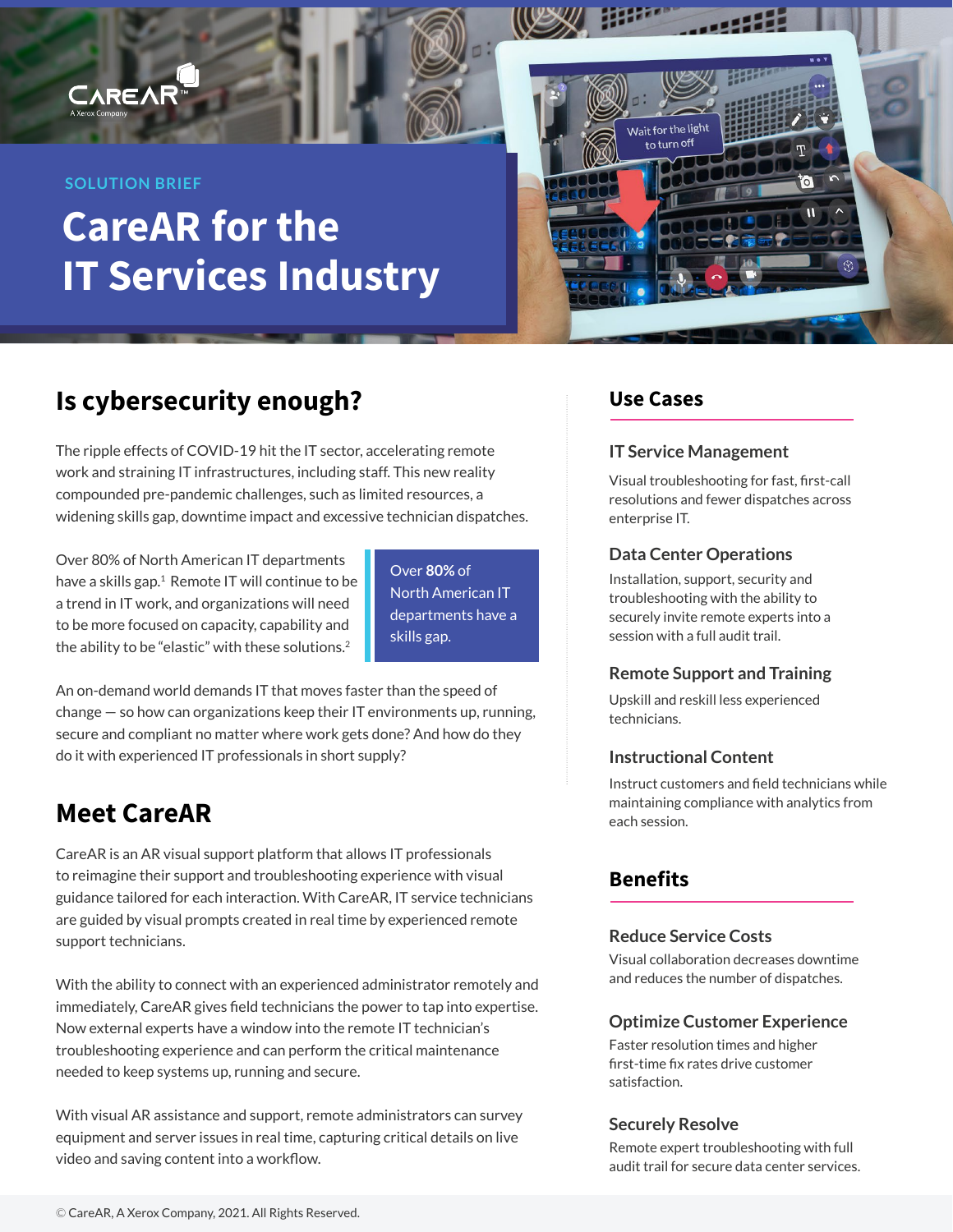CareAR A Xerox Company

SOLUTION BRIEF

# CareAR for the IT Services Industry

## Is cybersecurity enough?

The ripple effects of COVID-19 hit the IT sector, accelerating remote work and straining IT infrastructures, including staff. This new reality compounded pre-pandemic challenges, such as limited resources, a widening skills gap, downtime impact and excessive technician dispatches.

Over 80% of North American IT departments have a skills gap.[1] Remote IT will continue to be a trend in IT work, and organizations will need to be more focused on capacity, capability and the ability to be "elastic" with these solutions.[2]

> Over **80%** of North American IT departments have a skills gap.

An on-demand world demands IT that moves faster than the speed of change — so how can organizations keep their IT environments up, running, secure and compliant no matter where work gets done? And how do they do it with experienced IT professionals in short supply?

## Meet CareAR

CareAR is an AR visual support platform that allows IT professionals to reimagine their support and troubleshooting experience with visual guidance tailored for each interaction. With CareAR, IT service technicians are guided by visual prompts created in real time by experienced remote support technicians.

With the ability to connect with an experienced administrator remotely and immediately, CareAR gives field technicians the power to tap into expertise. Now external experts have a window into the remote IT technician's troubleshooting experience and can perform the critical maintenance needed to keep systems up, running and secure.

With visual AR assistance and support, remote administrators can survey equipment and server issues in real time, capturing critical details on live video and saving content into a workflow.

## Use Cases

### IT Service Management

Visual troubleshooting for fast, first-call resolutions and fewer dispatches across enterprise IT.

### Data Center Operations

Installation, support, security and troubleshooting with the ability to securely invite remote experts into a session with a full audit trail.

### Remote Support and Training

Upskill and reskill less experienced technicians.

### Instructional Content

Instruct customers and field technicians while maintaining compliance with analytics from each session.

## Benefits

### Reduce Service Costs

Visual collaboration decreases downtime and reduces the number of dispatches.

### Optimize Customer Experience

Faster resolution times and higher first-time fix rates drive customer satisfaction.

### Securely Resolve

Remote expert troubleshooting with full audit trail for secure data center services.

© CareAR, A Xerox Company, 2021. All Rights Reserved.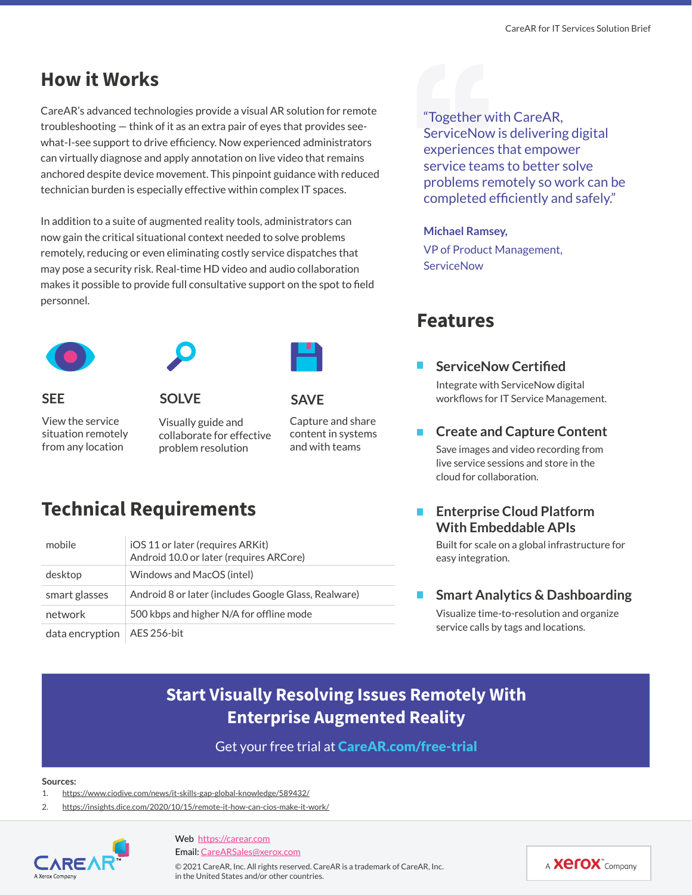## How it Works

CareAR's advanced technologies provide a visual AR solution for remote troubleshooting — think of it as an extra pair of eyes that provides see-what-I-see support to drive efficiency. Now experienced administrators can virtually diagnose and apply annotation on live video that remains anchored despite device movement. This pinpoint guidance with reduced technician burden is especially effective within complex IT spaces.

In addition to a suite of augmented reality tools, administrators can now gain the critical situational context needed to solve problems remotely, reducing or even eliminating costly service dispatches that may pose a security risk. Real-time HD video and audio collaboration makes it possible to provide full consultative support on the spot to field personnel.

### SEE

View the service situation remotely from any location

### SOLVE

Visually guide and collaborate for effective problem resolution

### SAVE

Capture and share content in systems and with teams

## Technical Requirements

| | |
|---|---|
| mobile | iOS 11 or later (requires ARKit)<br>Android 10.0 or later (requires ARCore) |
| desktop | Windows and MacOS (intel) |
| smart glasses | Android 8 or later (includes Google Glass, Realware) |
| network | 500 kbps and higher N/A for offline mode |
| data encryption | AES 256-bit |

> "Together with CareAR, ServiceNow is delivering digital experiences that empower service teams to better solve problems remotely so work can be completed efficiently and safely."
>
> **Michael Ramsey,**
> VP of Product Management, ServiceNow

## Features

- **ServiceNow Certified**
  Integrate with ServiceNow digital workflows for IT Service Management.
- **Create and Capture Content**
  Save images and video recording from live service sessions and store in the cloud for collaboration.
- **Enterprise Cloud Platform With Embeddable APIs**
  Built for scale on a global infrastructure for easy integration.
- **Smart Analytics & Dashboarding**
  Visualize time-to-resolution and organize service calls by tags and locations.

## Start Visually Resolving Issues Remotely With Enterprise Augmented Reality

Get your free trial at **CareAR.com/free-trial**

**Sources:**

1. https://www.ciodive.com/news/it-skills-gap-global-knowledge/589432/
2. https://insights.dice.com/2020/10/15/remote-it-how-can-cios-make-it-work/

CareAR™ A Xerox Company

Web https://carear.com
Email: CareARSales@xerox.com
© 2021 CareAR, Inc. All rights reserved. CareAR is a trademark of CareAR, Inc. in the United States and/or other countries.

A xerox™ Company